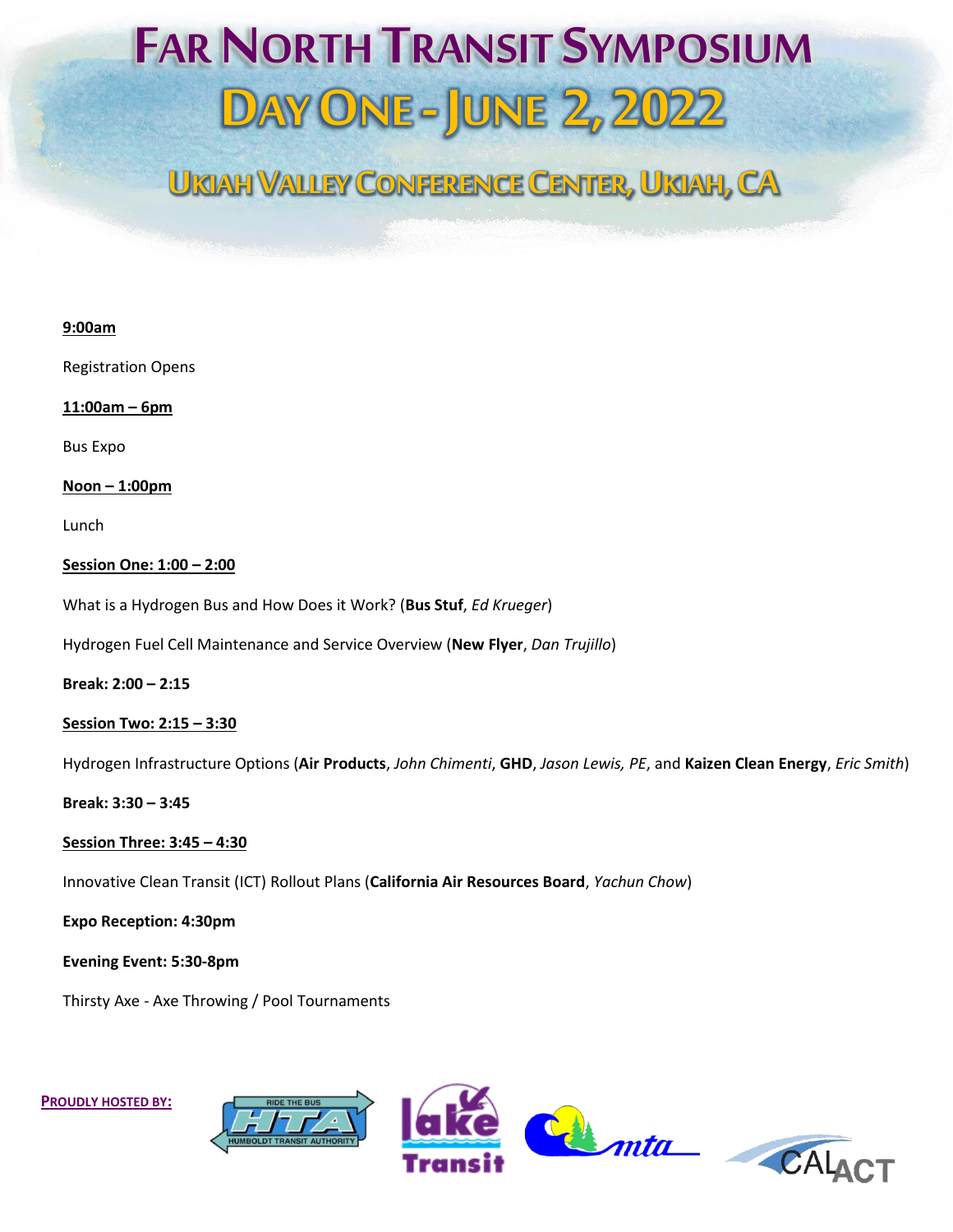# Far North Transit Symposium

## Day One - June 2, 2022

### Ukiah Valley Conference Center, Ukiah, CA

**9:00am**

Registration Opens

**11:00am – 6pm**

Bus Expo

**Noon – 1:00pm**

Lunch

**Session One: 1:00 – 2:00**

What is a Hydrogen Bus and How Does it Work? (**Bus Stuf**, *Ed Krueger*)

Hydrogen Fuel Cell Maintenance and Service Overview (**New Flyer**, *Dan Trujillo*)

**Break: 2:00 – 2:15**

**Session Two: 2:15 – 3:30**

Hydrogen Infrastructure Options (**Air Products**, *John Chimenti*, **GHD**, *Jason Lewis, PE*, and **Kaizen Clean Energy**, *Eric Smith*)

**Break: 3:30 – 3:45**

**Session Three: 3:45 – 4:30**

Innovative Clean Transit (ICT) Rollout Plans (**California Air Resources Board**, *Yachun Chow*)

**Expo Reception: 4:30pm**

**Evening Event: 5:30-8pm**

Thirsty Axe - Axe Throwing / Pool Tournaments

**Proudly hosted by:**

Humboldt Transit Authority, Lake Transit, MTA, CalACT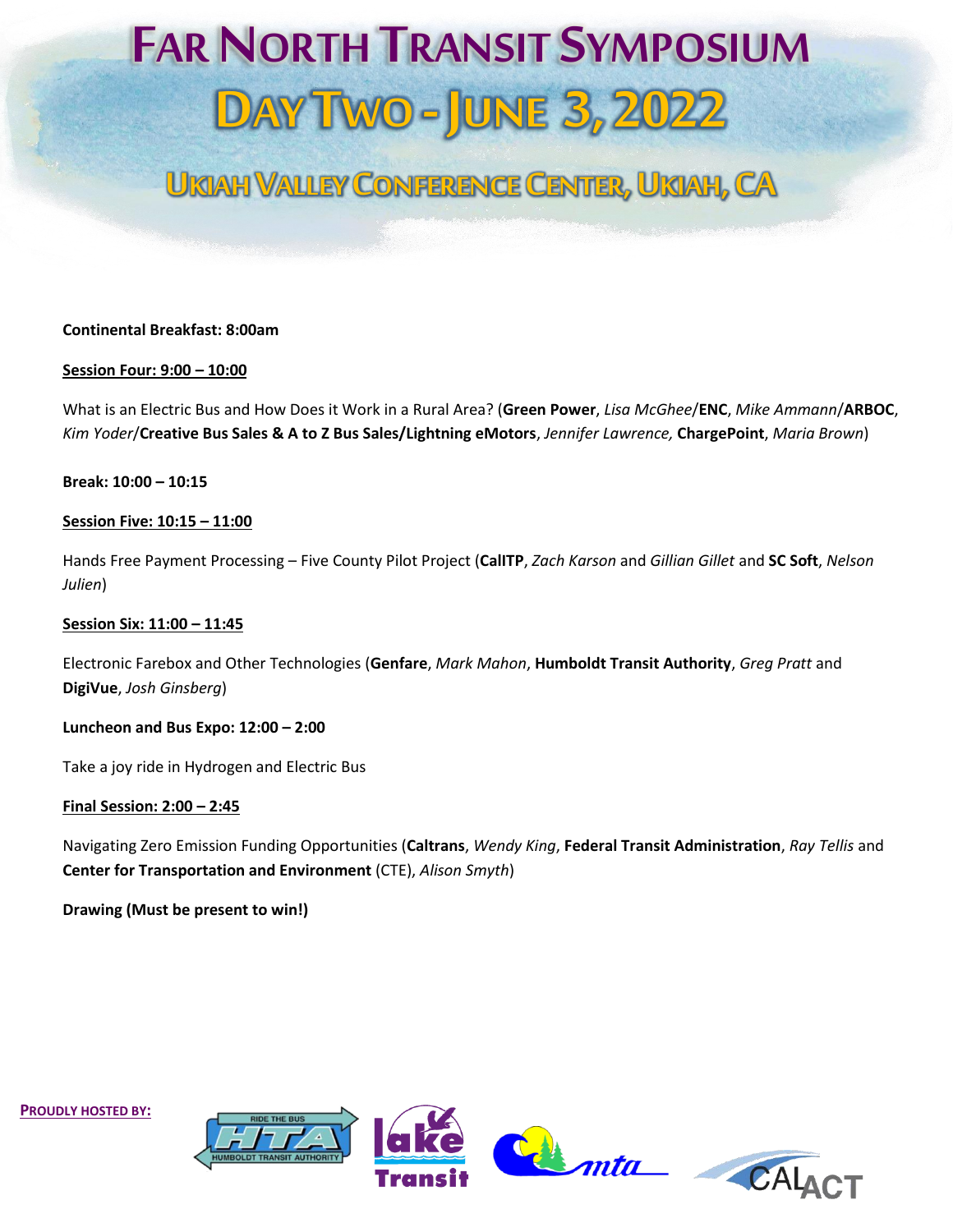# Far North Transit Symposium

## Day Two - June 3, 2022

### Ukiah Valley Conference Center, Ukiah, CA

**Continental Breakfast: 8:00am**

**Session Four: 9:00 – 10:00**

What is an Electric Bus and How Does it Work in a Rural Area? (**Green Power**, *Lisa McGhee*/**ENC**, *Mike Ammann*/**ARBOC**, *Kim Yoder*/**Creative Bus Sales & A to Z Bus Sales/Lightning eMotors**, *Jennifer Lawrence,* **ChargePoint**, *Maria Brown*)

**Break: 10:00 – 10:15**

**Session Five: 10:15 – 11:00**

Hands Free Payment Processing – Five County Pilot Project (**CalITP**, *Zach Karson* and *Gillian Gillet* and **SC Soft**, *Nelson Julien*)

**Session Six: 11:00 – 11:45**

Electronic Farebox and Other Technologies (**Genfare**, *Mark Mahon*, **Humboldt Transit Authority**, *Greg Pratt* and **DigiVue**, *Josh Ginsberg*)

**Luncheon and Bus Expo: 12:00 – 2:00**

Take a joy ride in Hydrogen and Electric Bus

**Final Session: 2:00 – 2:45**

Navigating Zero Emission Funding Opportunities (**Caltrans**, *Wendy King*, **Federal Transit Administration**, *Ray Tellis* and **Center for Transportation and Environment** (CTE), *Alison Smyth*)

**Drawing (Must be present to win!)**

**PROUDLY HOSTED BY:**

RIDE THE BUS HTA HUMBOLDT TRANSIT AUTHORITY

lake Transit

mta

CALACT